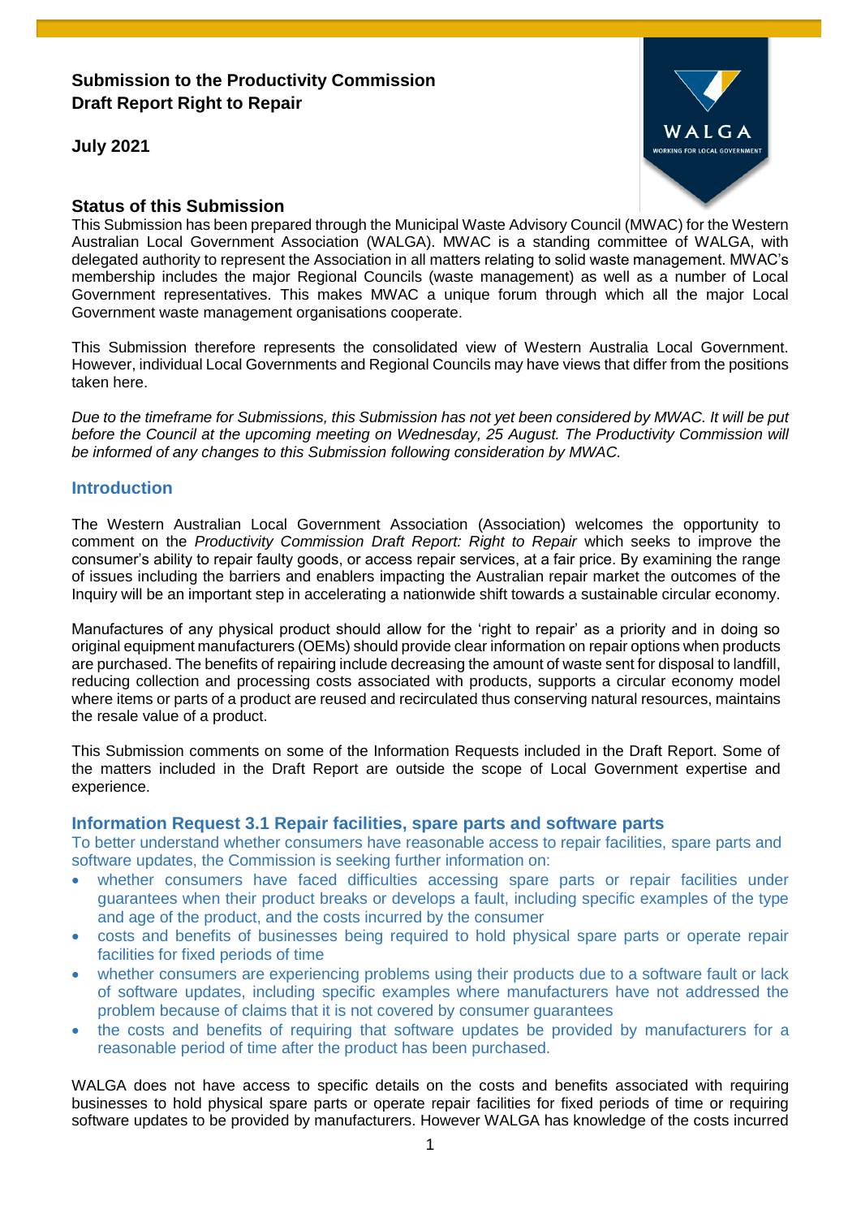**Submission to the Productivity Commission**
**Draft Report Right to Repair**

**July 2021**

## Status of this Submission

This Submission has been prepared through the Municipal Waste Advisory Council (MWAC) for the Western Australian Local Government Association (WALGA). MWAC is a standing committee of WALGA, with delegated authority to represent the Association in all matters relating to solid waste management. MWAC's membership includes the major Regional Councils (waste management) as well as a number of Local Government representatives. This makes MWAC a unique forum through which all the major Local Government waste management organisations cooperate.

This Submission therefore represents the consolidated view of Western Australia Local Government. However, individual Local Governments and Regional Councils may have views that differ from the positions taken here.

*Due to the timeframe for Submissions, this Submission has not yet been considered by MWAC. It will be put before the Council at the upcoming meeting on Wednesday, 25 August. The Productivity Commission will be informed of any changes to this Submission following consideration by MWAC.*

## Introduction

The Western Australian Local Government Association (Association) welcomes the opportunity to comment on the *Productivity Commission Draft Report: Right to Repair* which seeks to improve the consumer's ability to repair faulty goods, or access repair services, at a fair price. By examining the range of issues including the barriers and enablers impacting the Australian repair market the outcomes of the Inquiry will be an important step in accelerating a nationwide shift towards a sustainable circular economy.

Manufactures of any physical product should allow for the 'right to repair' as a priority and in doing so original equipment manufacturers (OEMs) should provide clear information on repair options when products are purchased. The benefits of repairing include decreasing the amount of waste sent for disposal to landfill, reducing collection and processing costs associated with products, supports a circular economy model where items or parts of a product are reused and recirculated thus conserving natural resources, maintains the resale value of a product.

This Submission comments on some of the Information Requests included in the Draft Report. Some of the matters included in the Draft Report are outside the scope of Local Government expertise and experience.

## Information Request 3.1 Repair facilities, spare parts and software parts

To better understand whether consumers have reasonable access to repair facilities, spare parts and software updates, the Commission is seeking further information on:

- whether consumers have faced difficulties accessing spare parts or repair facilities under guarantees when their product breaks or develops a fault, including specific examples of the type and age of the product, and the costs incurred by the consumer
- costs and benefits of businesses being required to hold physical spare parts or operate repair facilities for fixed periods of time
- whether consumers are experiencing problems using their products due to a software fault or lack of software updates, including specific examples where manufacturers have not addressed the problem because of claims that it is not covered by consumer guarantees
- the costs and benefits of requiring that software updates be provided by manufacturers for a reasonable period of time after the product has been purchased.

WALGA does not have access to specific details on the costs and benefits associated with requiring businesses to hold physical spare parts or operate repair facilities for fixed periods of time or requiring software updates to be provided by manufacturers. However WALGA has knowledge of the costs incurred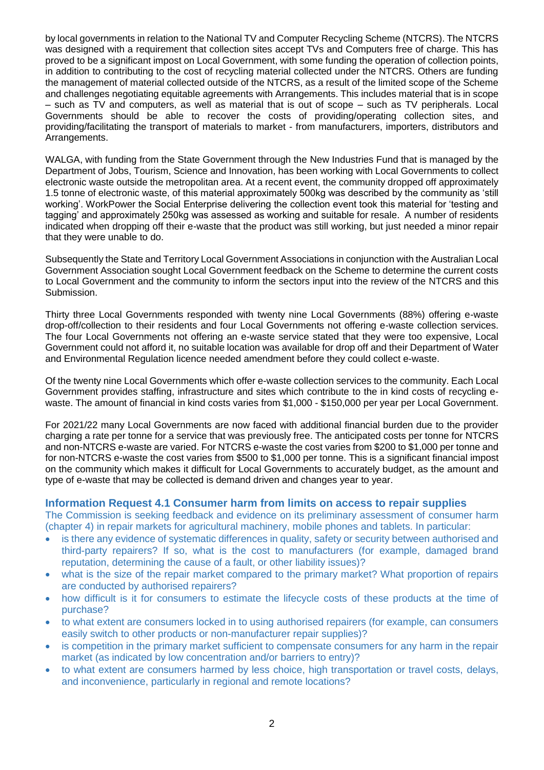by local governments in relation to the National TV and Computer Recycling Scheme (NTCRS). The NTCRS was designed with a requirement that collection sites accept TVs and Computers free of charge. This has proved to be a significant impost on Local Government, with some funding the operation of collection points, in addition to contributing to the cost of recycling material collected under the NTCRS. Others are funding the management of material collected outside of the NTCRS, as a result of the limited scope of the Scheme and challenges negotiating equitable agreements with Arrangements. This includes material that is in scope – such as TV and computers, as well as material that is out of scope – such as TV peripherals. Local Governments should be able to recover the costs of providing/operating collection sites, and providing/facilitating the transport of materials to market - from manufacturers, importers, distributors and Arrangements.

WALGA, with funding from the State Government through the New Industries Fund that is managed by the Department of Jobs, Tourism, Science and Innovation, has been working with Local Governments to collect electronic waste outside the metropolitan area. At a recent event, the community dropped off approximately 1.5 tonne of electronic waste, of this material approximately 500kg was described by the community as 'still working'. WorkPower the Social Enterprise delivering the collection event took this material for 'testing and tagging' and approximately 250kg was assessed as working and suitable for resale. A number of residents indicated when dropping off their e-waste that the product was still working, but just needed a minor repair that they were unable to do.

Subsequently the State and Territory Local Government Associations in conjunction with the Australian Local Government Association sought Local Government feedback on the Scheme to determine the current costs to Local Government and the community to inform the sectors input into the review of the NTCRS and this Submission.

Thirty three Local Governments responded with twenty nine Local Governments (88%) offering e-waste drop-off/collection to their residents and four Local Governments not offering e-waste collection services. The four Local Governments not offering an e-waste service stated that they were too expensive, Local Government could not afford it, no suitable location was available for drop off and their Department of Water and Environmental Regulation licence needed amendment before they could collect e-waste.

Of the twenty nine Local Governments which offer e-waste collection services to the community. Each Local Government provides staffing, infrastructure and sites which contribute to the in kind costs of recycling e-waste. The amount of financial in kind costs varies from $1,000 - $150,000 per year per Local Government.

For 2021/22 many Local Governments are now faced with additional financial burden due to the provider charging a rate per tonne for a service that was previously free. The anticipated costs per tonne for NTCRS and non-NTCRS e-waste are varied. For NTCRS e-waste the cost varies from $200 to $1,000 per tonne and for non-NTCRS e-waste the cost varies from $500 to $1,000 per tonne. This is a significant financial impost on the community which makes it difficult for Local Governments to accurately budget, as the amount and type of e-waste that may be collected is demand driven and changes year to year.

### Information Request 4.1 Consumer harm from limits on access to repair supplies

The Commission is seeking feedback and evidence on its preliminary assessment of consumer harm (chapter 4) in repair markets for agricultural machinery, mobile phones and tablets. In particular:

- is there any evidence of systematic differences in quality, safety or security between authorised and third-party repairers? If so, what is the cost to manufacturers (for example, damaged brand reputation, determining the cause of a fault, or other liability issues)?
- what is the size of the repair market compared to the primary market? What proportion of repairs are conducted by authorised repairers?
- how difficult is it for consumers to estimate the lifecycle costs of these products at the time of purchase?
- to what extent are consumers locked in to using authorised repairers (for example, can consumers easily switch to other products or non-manufacturer repair supplies)?
- is competition in the primary market sufficient to compensate consumers for any harm in the repair market (as indicated by low concentration and/or barriers to entry)?
- to what extent are consumers harmed by less choice, high transportation or travel costs, delays, and inconvenience, particularly in regional and remote locations?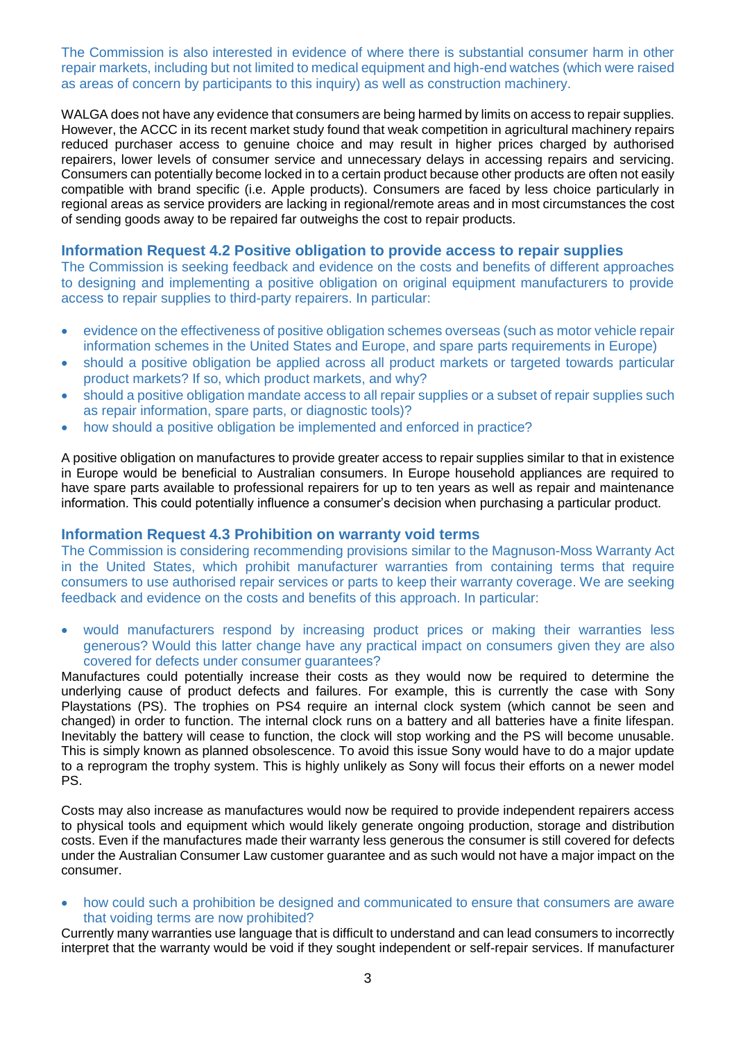The Commission is also interested in evidence of where there is substantial consumer harm in other repair markets, including but not limited to medical equipment and high-end watches (which were raised as areas of concern by participants to this inquiry) as well as construction machinery.

WALGA does not have any evidence that consumers are being harmed by limits on access to repair supplies. However, the ACCC in its recent market study found that weak competition in agricultural machinery repairs reduced purchaser access to genuine choice and may result in higher prices charged by authorised repairers, lower levels of consumer service and unnecessary delays in accessing repairs and servicing. Consumers can potentially become locked in to a certain product because other products are often not easily compatible with brand specific (i.e. Apple products). Consumers are faced by less choice particularly in regional areas as service providers are lacking in regional/remote areas and in most circumstances the cost of sending goods away to be repaired far outweighs the cost to repair products.

### Information Request 4.2 Positive obligation to provide access to repair supplies

The Commission is seeking feedback and evidence on the costs and benefits of different approaches to designing and implementing a positive obligation on original equipment manufacturers to provide access to repair supplies to third-party repairers. In particular:

- evidence on the effectiveness of positive obligation schemes overseas (such as motor vehicle repair information schemes in the United States and Europe, and spare parts requirements in Europe)
- should a positive obligation be applied across all product markets or targeted towards particular product markets? If so, which product markets, and why?
- should a positive obligation mandate access to all repair supplies or a subset of repair supplies such as repair information, spare parts, or diagnostic tools)?
- how should a positive obligation be implemented and enforced in practice?

A positive obligation on manufactures to provide greater access to repair supplies similar to that in existence in Europe would be beneficial to Australian consumers. In Europe household appliances are required to have spare parts available to professional repairers for up to ten years as well as repair and maintenance information. This could potentially influence a consumer's decision when purchasing a particular product.

### Information Request 4.3 Prohibition on warranty void terms

The Commission is considering recommending provisions similar to the Magnuson-Moss Warranty Act in the United States, which prohibit manufacturer warranties from containing terms that require consumers to use authorised repair services or parts to keep their warranty coverage. We are seeking feedback and evidence on the costs and benefits of this approach. In particular:

- would manufacturers respond by increasing product prices or making their warranties less generous? Would this latter change have any practical impact on consumers given they are also covered for defects under consumer guarantees?

Manufactures could potentially increase their costs as they would now be required to determine the underlying cause of product defects and failures. For example, this is currently the case with Sony Playstations (PS). The trophies on PS4 require an internal clock system (which cannot be seen and changed) in order to function. The internal clock runs on a battery and all batteries have a finite lifespan. Inevitably the battery will cease to function, the clock will stop working and the PS will become unusable. This is simply known as planned obsolescence. To avoid this issue Sony would have to do a major update to a reprogram the trophy system. This is highly unlikely as Sony will focus their efforts on a newer model PS.

Costs may also increase as manufactures would now be required to provide independent repairers access to physical tools and equipment which would likely generate ongoing production, storage and distribution costs. Even if the manufactures made their warranty less generous the consumer is still covered for defects under the Australian Consumer Law customer guarantee and as such would not have a major impact on the consumer.

- how could such a prohibition be designed and communicated to ensure that consumers are aware that voiding terms are now prohibited?

Currently many warranties use language that is difficult to understand and can lead consumers to incorrectly interpret that the warranty would be void if they sought independent or self-repair services. If manufacturer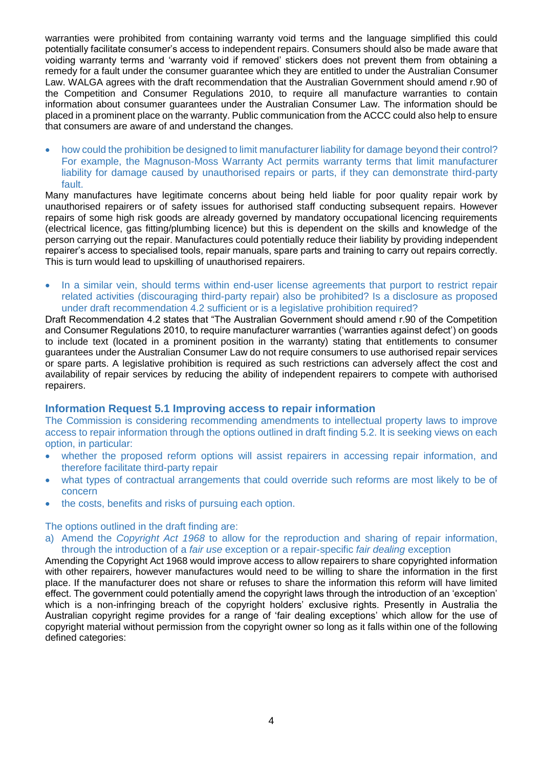warranties were prohibited from containing warranty void terms and the language simplified this could potentially facilitate consumer's access to independent repairs. Consumers should also be made aware that voiding warranty terms and 'warranty void if removed' stickers does not prevent them from obtaining a remedy for a fault under the consumer guarantee which they are entitled to under the Australian Consumer Law. WALGA agrees with the draft recommendation that the Australian Government should amend r.90 of the Competition and Consumer Regulations 2010, to require all manufacture warranties to contain information about consumer guarantees under the Australian Consumer Law. The information should be placed in a prominent place on the warranty. Public communication from the ACCC could also help to ensure that consumers are aware of and understand the changes.

- how could the prohibition be designed to limit manufacturer liability for damage beyond their control? For example, the Magnuson-Moss Warranty Act permits warranty terms that limit manufacturer liability for damage caused by unauthorised repairs or parts, if they can demonstrate third-party fault.

Many manufactures have legitimate concerns about being held liable for poor quality repair work by unauthorised repairers or of safety issues for authorised staff conducting subsequent repairs. However repairs of some high risk goods are already governed by mandatory occupational licencing requirements (electrical licence, gas fitting/plumbing licence) but this is dependent on the skills and knowledge of the person carrying out the repair. Manufactures could potentially reduce their liability by providing independent repairer's access to specialised tools, repair manuals, spare parts and training to carry out repairs correctly. This is turn would lead to upskilling of unauthorised repairers.

- In a similar vein, should terms within end-user license agreements that purport to restrict repair related activities (discouraging third-party repair) also be prohibited? Is a disclosure as proposed under draft recommendation 4.2 sufficient or is a legislative prohibition required?

Draft Recommendation 4.2 states that "The Australian Government should amend r.90 of the Competition and Consumer Regulations 2010, to require manufacturer warranties ('warranties against defect') on goods to include text (located in a prominent position in the warranty) stating that entitlements to consumer guarantees under the Australian Consumer Law do not require consumers to use authorised repair services or spare parts. A legislative prohibition is required as such restrictions can adversely affect the cost and availability of repair services by reducing the ability of independent repairers to compete with authorised repairers.

### Information Request 5.1 Improving access to repair information

The Commission is considering recommending amendments to intellectual property laws to improve access to repair information through the options outlined in draft finding 5.2. It is seeking views on each option, in particular:

- whether the proposed reform options will assist repairers in accessing repair information, and therefore facilitate third-party repair
- what types of contractual arrangements that could override such reforms are most likely to be of concern
- the costs, benefits and risks of pursuing each option.

The options outlined in the draft finding are:

a) Amend the *Copyright Act 1968* to allow for the reproduction and sharing of repair information, through the introduction of a *fair use* exception or a repair-specific *fair dealing* exception

Amending the Copyright Act 1968 would improve access to allow repairers to share copyrighted information with other repairers, however manufactures would need to be willing to share the information in the first place. If the manufacturer does not share or refuses to share the information this reform will have limited effect. The government could potentially amend the copyright laws through the introduction of an 'exception' which is a non-infringing breach of the copyright holders' exclusive rights. Presently in Australia the Australian copyright regime provides for a range of 'fair dealing exceptions' which allow for the use of copyright material without permission from the copyright owner so long as it falls within one of the following defined categories: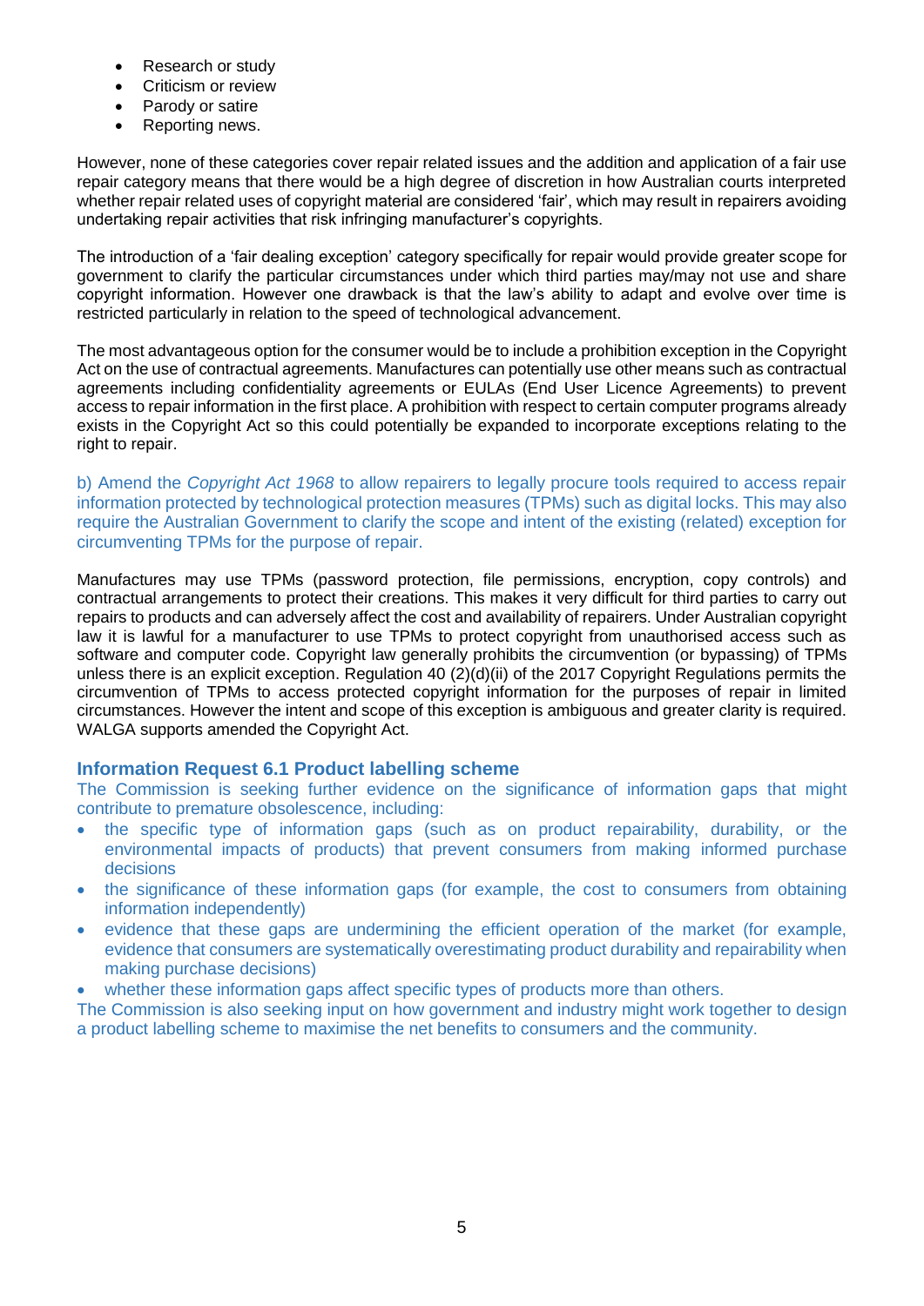- Research or study
- Criticism or review
- Parody or satire
- Reporting news.

However, none of these categories cover repair related issues and the addition and application of a fair use repair category means that there would be a high degree of discretion in how Australian courts interpreted whether repair related uses of copyright material are considered 'fair', which may result in repairers avoiding undertaking repair activities that risk infringing manufacturer's copyrights.

The introduction of a 'fair dealing exception' category specifically for repair would provide greater scope for government to clarify the particular circumstances under which third parties may/may not use and share copyright information. However one drawback is that the law's ability to adapt and evolve over time is restricted particularly in relation to the speed of technological advancement.

The most advantageous option for the consumer would be to include a prohibition exception in the Copyright Act on the use of contractual agreements. Manufactures can potentially use other means such as contractual agreements including confidentiality agreements or EULAs (End User Licence Agreements) to prevent access to repair information in the first place. A prohibition with respect to certain computer programs already exists in the Copyright Act so this could potentially be expanded to incorporate exceptions relating to the right to repair.

b) Amend the *Copyright Act 1968* to allow repairers to legally procure tools required to access repair information protected by technological protection measures (TPMs) such as digital locks. This may also require the Australian Government to clarify the scope and intent of the existing (related) exception for circumventing TPMs for the purpose of repair.

Manufactures may use TPMs (password protection, file permissions, encryption, copy controls) and contractual arrangements to protect their creations. This makes it very difficult for third parties to carry out repairs to products and can adversely affect the cost and availability of repairers. Under Australian copyright law it is lawful for a manufacturer to use TPMs to protect copyright from unauthorised access such as software and computer code. Copyright law generally prohibits the circumvention (or bypassing) of TPMs unless there is an explicit exception. Regulation 40 (2)(d)(ii) of the 2017 Copyright Regulations permits the circumvention of TPMs to access protected copyright information for the purposes of repair in limited circumstances. However the intent and scope of this exception is ambiguous and greater clarity is required. WALGA supports amended the Copyright Act.

### Information Request 6.1 Product labelling scheme

The Commission is seeking further evidence on the significance of information gaps that might contribute to premature obsolescence, including:

- the specific type of information gaps (such as on product repairability, durability, or the environmental impacts of products) that prevent consumers from making informed purchase decisions
- the significance of these information gaps (for example, the cost to consumers from obtaining information independently)
- evidence that these gaps are undermining the efficient operation of the market (for example, evidence that consumers are systematically overestimating product durability and repairability when making purchase decisions)
- whether these information gaps affect specific types of products more than others.

The Commission is also seeking input on how government and industry might work together to design a product labelling scheme to maximise the net benefits to consumers and the community.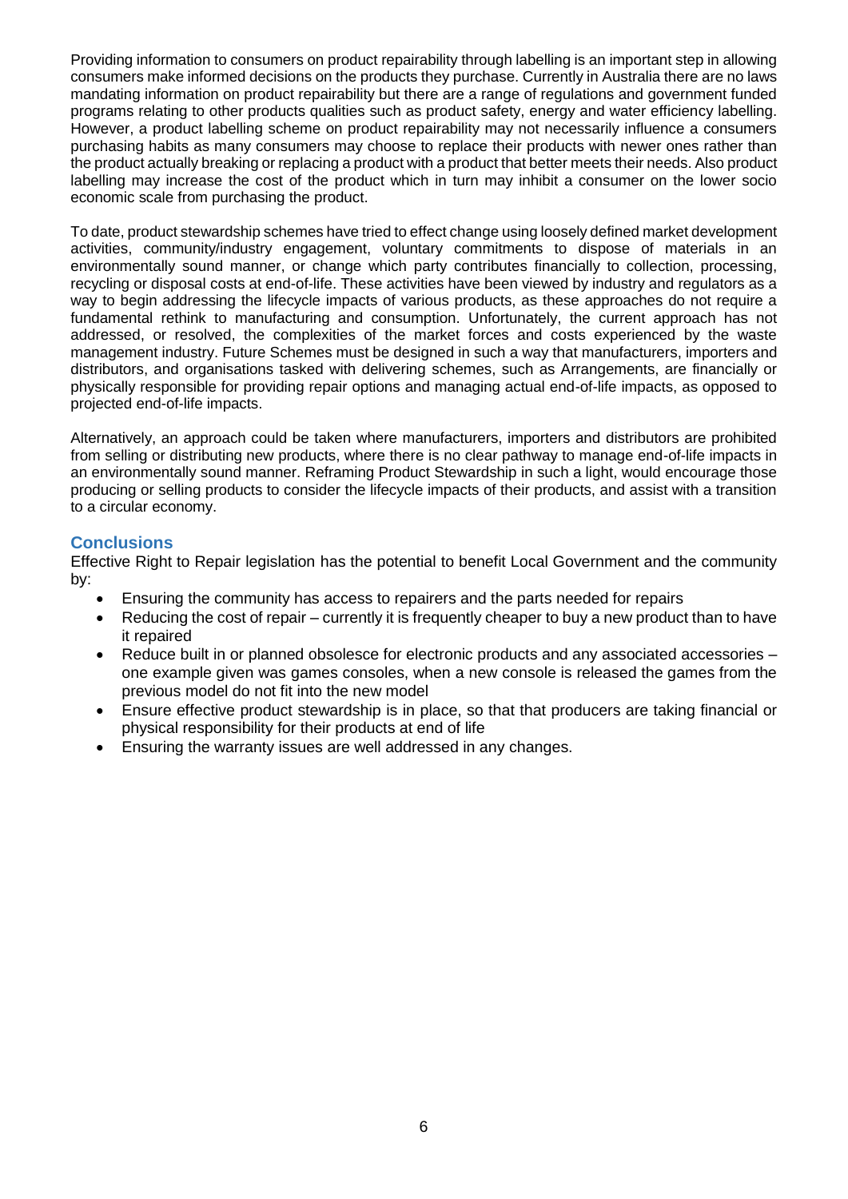Providing information to consumers on product repairability through labelling is an important step in allowing consumers make informed decisions on the products they purchase. Currently in Australia there are no laws mandating information on product repairability but there are a range of regulations and government funded programs relating to other products qualities such as product safety, energy and water efficiency labelling. However, a product labelling scheme on product repairability may not necessarily influence a consumers purchasing habits as many consumers may choose to replace their products with newer ones rather than the product actually breaking or replacing a product with a product that better meets their needs. Also product labelling may increase the cost of the product which in turn may inhibit a consumer on the lower socio economic scale from purchasing the product.

To date, product stewardship schemes have tried to effect change using loosely defined market development activities, community/industry engagement, voluntary commitments to dispose of materials in an environmentally sound manner, or change which party contributes financially to collection, processing, recycling or disposal costs at end-of-life. These activities have been viewed by industry and regulators as a way to begin addressing the lifecycle impacts of various products, as these approaches do not require a fundamental rethink to manufacturing and consumption. Unfortunately, the current approach has not addressed, or resolved, the complexities of the market forces and costs experienced by the waste management industry. Future Schemes must be designed in such a way that manufacturers, importers and distributors, and organisations tasked with delivering schemes, such as Arrangements, are financially or physically responsible for providing repair options and managing actual end-of-life impacts, as opposed to projected end-of-life impacts.

Alternatively, an approach could be taken where manufacturers, importers and distributors are prohibited from selling or distributing new products, where there is no clear pathway to manage end-of-life impacts in an environmentally sound manner. Reframing Product Stewardship in such a light, would encourage those producing or selling products to consider the lifecycle impacts of their products, and assist with a transition to a circular economy.

## Conclusions

Effective Right to Repair legislation has the potential to benefit Local Government and the community by:

- Ensuring the community has access to repairers and the parts needed for repairs
- Reducing the cost of repair – currently it is frequently cheaper to buy a new product than to have it repaired
- Reduce built in or planned obsolesce for electronic products and any associated accessories – one example given was games consoles, when a new console is released the games from the previous model do not fit into the new model
- Ensure effective product stewardship is in place, so that that producers are taking financial or physical responsibility for their products at end of life
- Ensuring the warranty issues are well addressed in any changes.